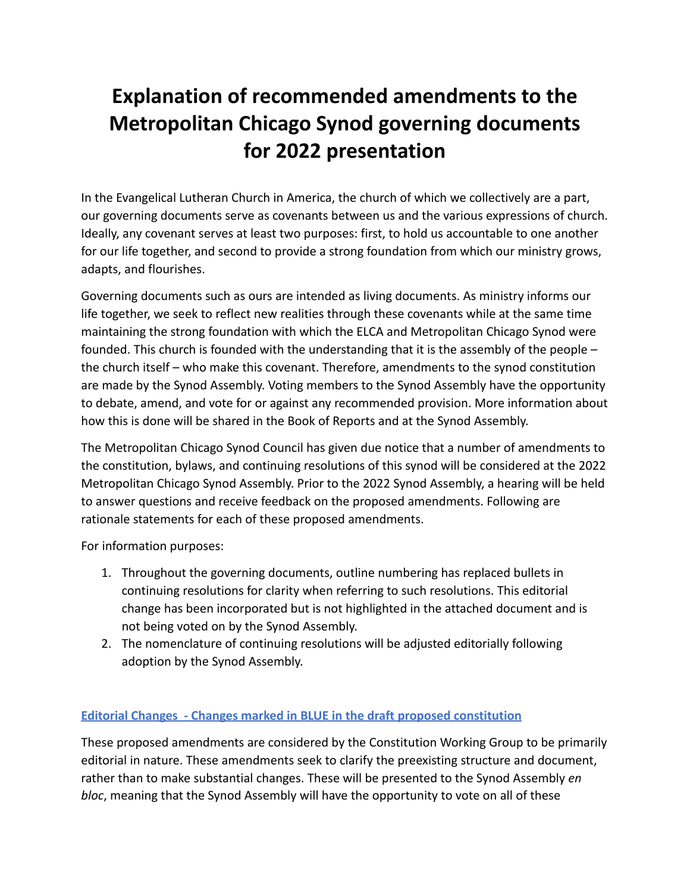# Explanation of recommended amendments to the Metropolitan Chicago Synod governing documents for 2022 presentation

In the Evangelical Lutheran Church in America, the church of which we collectively are a part, our governing documents serve as covenants between us and the various expressions of church. Ideally, any covenant serves at least two purposes: first, to hold us accountable to one another for our life together, and second to provide a strong foundation from which our ministry grows, adapts, and flourishes.

Governing documents such as ours are intended as living documents. As ministry informs our life together, we seek to reflect new realities through these covenants while at the same time maintaining the strong foundation with which the ELCA and Metropolitan Chicago Synod were founded. This church is founded with the understanding that it is the assembly of the people – the church itself – who make this covenant. Therefore, amendments to the synod constitution are made by the Synod Assembly. Voting members to the Synod Assembly have the opportunity to debate, amend, and vote for or against any recommended provision. More information about how this is done will be shared in the Book of Reports and at the Synod Assembly.

The Metropolitan Chicago Synod Council has given due notice that a number of amendments to the constitution, bylaws, and continuing resolutions of this synod will be considered at the 2022 Metropolitan Chicago Synod Assembly. Prior to the 2022 Synod Assembly, a hearing will be held to answer questions and receive feedback on the proposed amendments. Following are rationale statements for each of these proposed amendments.

For information purposes:

1. Throughout the governing documents, outline numbering has replaced bullets in continuing resolutions for clarity when referring to such resolutions. This editorial change has been incorporated but is not highlighted in the attached document and is not being voted on by the Synod Assembly.
2. The nomenclature of continuing resolutions will be adjusted editorially following adoption by the Synod Assembly.

## Editorial Changes - Changes marked in BLUE in the draft proposed constitution

These proposed amendments are considered by the Constitution Working Group to be primarily editorial in nature. These amendments seek to clarify the preexisting structure and document, rather than to make substantial changes. These will be presented to the Synod Assembly *en bloc*, meaning that the Synod Assembly will have the opportunity to vote on all of these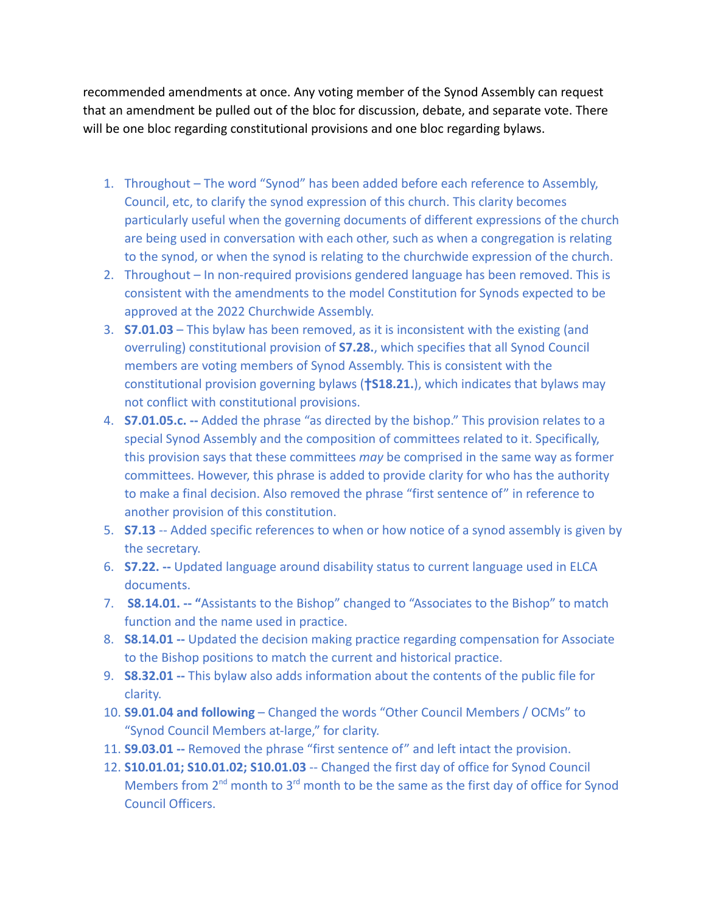recommended amendments at once. Any voting member of the Synod Assembly can request that an amendment be pulled out of the bloc for discussion, debate, and separate vote. There will be one bloc regarding constitutional provisions and one bloc regarding bylaws.

1. Throughout – The word "Synod" has been added before each reference to Assembly, Council, etc, to clarify the synod expression of this church. This clarity becomes particularly useful when the governing documents of different expressions of the church are being used in conversation with each other, such as when a congregation is relating to the synod, or when the synod is relating to the churchwide expression of the church.
2. Throughout – In non-required provisions gendered language has been removed. This is consistent with the amendments to the model Constitution for Synods expected to be approved at the 2022 Churchwide Assembly.
3. **S7.01.03** – This bylaw has been removed, as it is inconsistent with the existing (and overruling) constitutional provision of **S7.28.**, which specifies that all Synod Council members are voting members of Synod Assembly. This is consistent with the constitutional provision governing bylaws (**†S18.21.**), which indicates that bylaws may not conflict with constitutional provisions.
4. **S7.01.05.c. --** Added the phrase "as directed by the bishop." This provision relates to a special Synod Assembly and the composition of committees related to it. Specifically, this provision says that these committees *may* be comprised in the same way as former committees. However, this phrase is added to provide clarity for who has the authority to make a final decision. Also removed the phrase "first sentence of" in reference to another provision of this constitution.
5. **S7.13** -- Added specific references to when or how notice of a synod assembly is given by the secretary.
6. **S7.22. --** Updated language around disability status to current language used in ELCA documents.
7. **S8.14.01. -- "**Assistants to the Bishop" changed to "Associates to the Bishop" to match function and the name used in practice.
8. **S8.14.01 --** Updated the decision making practice regarding compensation for Associate to the Bishop positions to match the current and historical practice.
9. **S8.32.01 --** This bylaw also adds information about the contents of the public file for clarity.
10. **S9.01.04 and following** – Changed the words "Other Council Members / OCMs" to "Synod Council Members at-large," for clarity.
11. **S9.03.01 --** Removed the phrase "first sentence of" and left intact the provision.
12. **S10.01.01; S10.01.02; S10.01.03** -- Changed the first day of office for Synod Council Members from 2nd month to 3rd month to be the same as the first day of office for Synod Council Officers.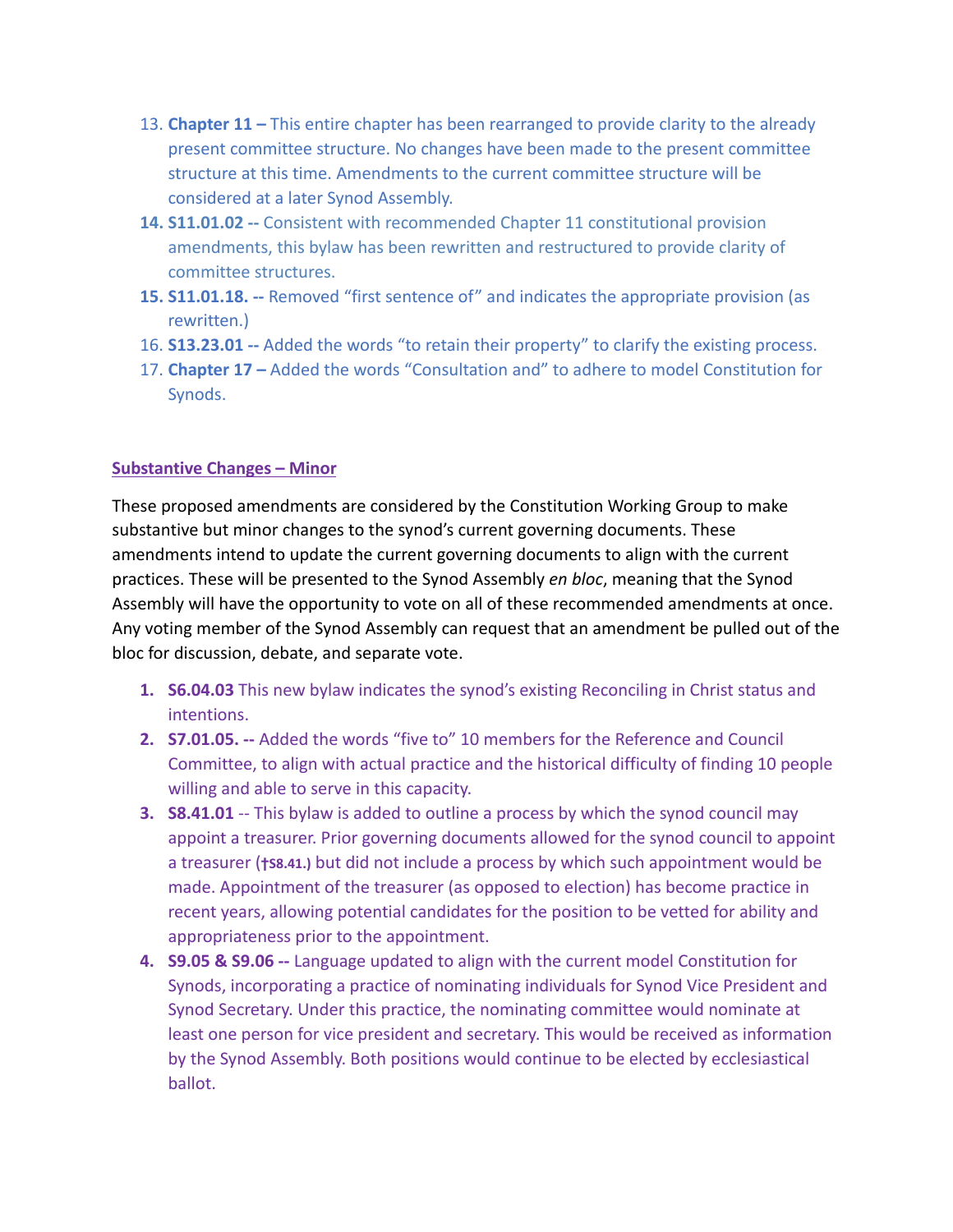13. **Chapter 11 –** This entire chapter has been rearranged to provide clarity to the already present committee structure. No changes have been made to the present committee structure at this time. Amendments to the current committee structure will be considered at a later Synod Assembly.
14. **S11.01.02 --** Consistent with recommended Chapter 11 constitutional provision amendments, this bylaw has been rewritten and restructured to provide clarity of committee structures.
15. **S11.01.18. --** Removed "first sentence of" and indicates the appropriate provision (as rewritten.)
16. **S13.23.01 --** Added the words "to retain their property" to clarify the existing process.
17. **Chapter 17 –** Added the words "Consultation and" to adhere to model Constitution for Synods.

## Substantive Changes – Minor

These proposed amendments are considered by the Constitution Working Group to make substantive but minor changes to the synod's current governing documents. These amendments intend to update the current governing documents to align with the current practices. These will be presented to the Synod Assembly *en bloc*, meaning that the Synod Assembly will have the opportunity to vote on all of these recommended amendments at once. Any voting member of the Synod Assembly can request that an amendment be pulled out of the bloc for discussion, debate, and separate vote.

1. **S6.04.03** This new bylaw indicates the synod's existing Reconciling in Christ status and intentions.
2. **S7.01.05. --** Added the words "five to" 10 members for the Reference and Council Committee, to align with actual practice and the historical difficulty of finding 10 people willing and able to serve in this capacity.
3. **S8.41.01** -- This bylaw is added to outline a process by which the synod council may appoint a treasurer. Prior governing documents allowed for the synod council to appoint a treasurer (**†S8.41.**) but did not include a process by which such appointment would be made. Appointment of the treasurer (as opposed to election) has become practice in recent years, allowing potential candidates for the position to be vetted for ability and appropriateness prior to the appointment.
4. **S9.05 & S9.06 --** Language updated to align with the current model Constitution for Synods, incorporating a practice of nominating individuals for Synod Vice President and Synod Secretary. Under this practice, the nominating committee would nominate at least one person for vice president and secretary. This would be received as information by the Synod Assembly. Both positions would continue to be elected by ecclesiastical ballot.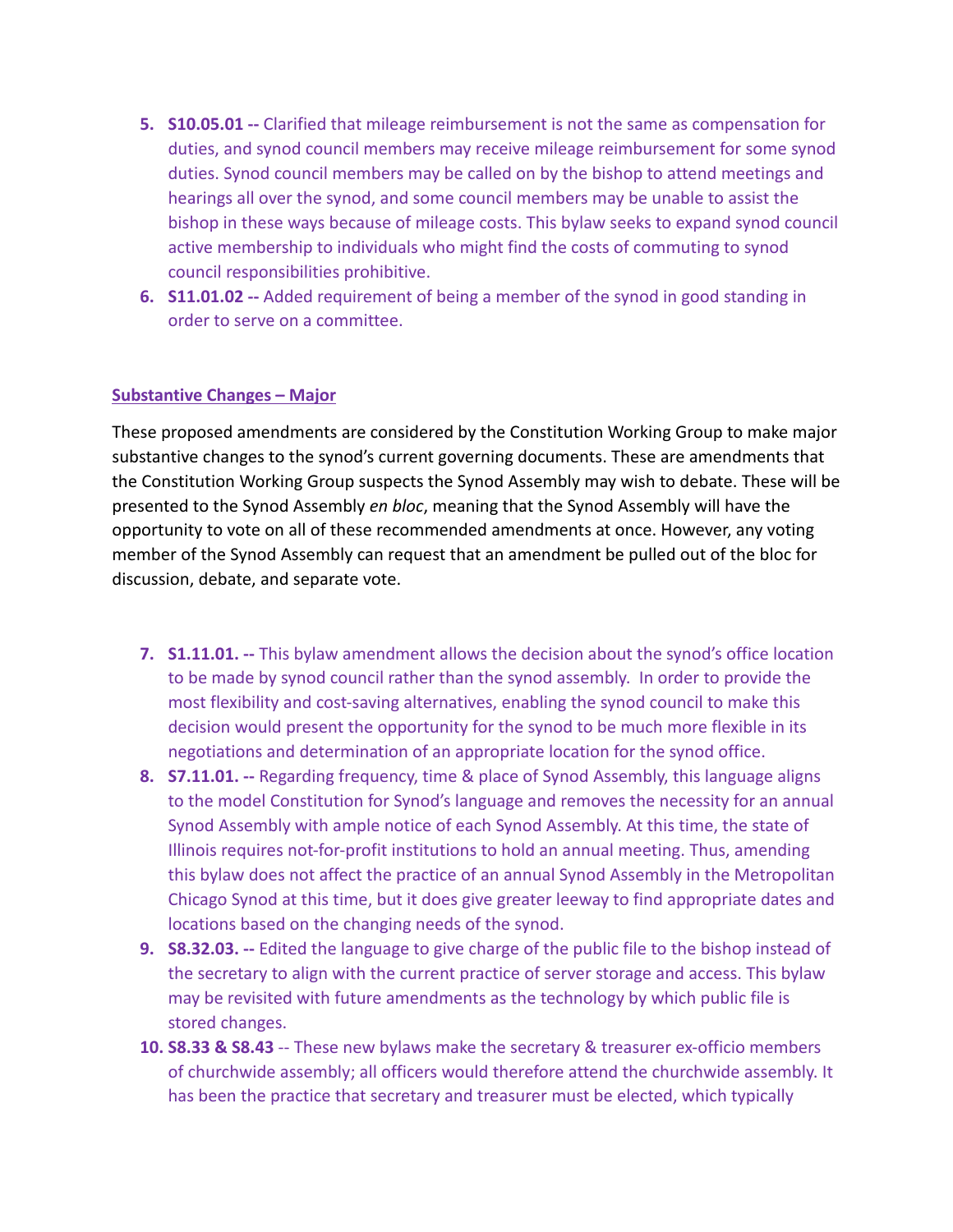5. **S10.05.01 --** Clarified that mileage reimbursement is not the same as compensation for duties, and synod council members may receive mileage reimbursement for some synod duties. Synod council members may be called on by the bishop to attend meetings and hearings all over the synod, and some council members may be unable to assist the bishop in these ways because of mileage costs. This bylaw seeks to expand synod council active membership to individuals who might find the costs of commuting to synod council responsibilities prohibitive.
6. **S11.01.02 --** Added requirement of being a member of the synod in good standing in order to serve on a committee.

## Substantive Changes – Major

These proposed amendments are considered by the Constitution Working Group to make major substantive changes to the synod's current governing documents. These are amendments that the Constitution Working Group suspects the Synod Assembly may wish to debate. These will be presented to the Synod Assembly *en bloc*, meaning that the Synod Assembly will have the opportunity to vote on all of these recommended amendments at once. However, any voting member of the Synod Assembly can request that an amendment be pulled out of the bloc for discussion, debate, and separate vote.

7. **S1.11.01. --** This bylaw amendment allows the decision about the synod's office location to be made by synod council rather than the synod assembly. In order to provide the most flexibility and cost-saving alternatives, enabling the synod council to make this decision would present the opportunity for the synod to be much more flexible in its negotiations and determination of an appropriate location for the synod office.
8. **S7.11.01. --** Regarding frequency, time & place of Synod Assembly, this language aligns to the model Constitution for Synod's language and removes the necessity for an annual Synod Assembly with ample notice of each Synod Assembly. At this time, the state of Illinois requires not-for-profit institutions to hold an annual meeting. Thus, amending this bylaw does not affect the practice of an annual Synod Assembly in the Metropolitan Chicago Synod at this time, but it does give greater leeway to find appropriate dates and locations based on the changing needs of the synod.
9. **S8.32.03. --** Edited the language to give charge of the public file to the bishop instead of the secretary to align with the current practice of server storage and access. This bylaw may be revisited with future amendments as the technology by which public file is stored changes.
10. **S8.33 & S8.43** -- These new bylaws make the secretary & treasurer ex-officio members of churchwide assembly; all officers would therefore attend the churchwide assembly. It has been the practice that secretary and treasurer must be elected, which typically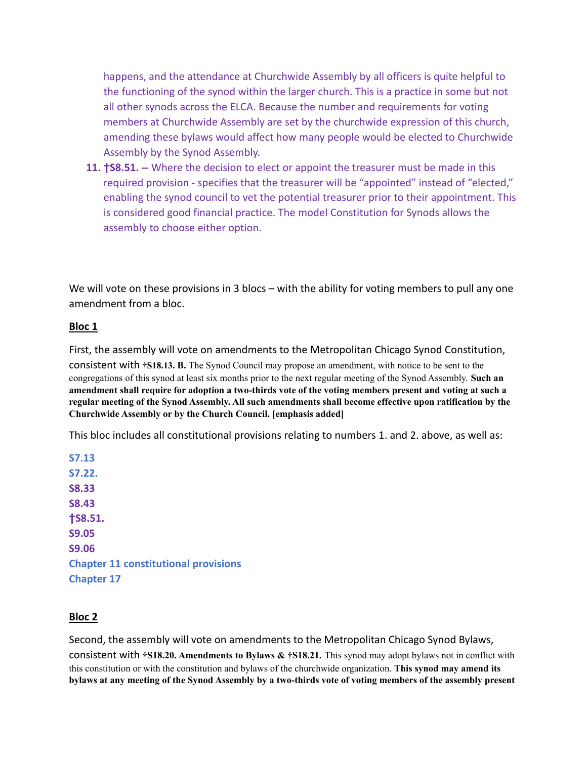happens, and the attendance at Churchwide Assembly by all officers is quite helpful to the functioning of the synod within the larger church. This is a practice in some but not all other synods across the ELCA. Because the number and requirements for voting members at Churchwide Assembly are set by the churchwide expression of this church, amending these bylaws would affect how many people would be elected to Churchwide Assembly by the Synod Assembly.

11. **†S8.51. --** Where the decision to elect or appoint the treasurer must be made in this required provision - specifies that the treasurer will be "appointed" instead of "elected," enabling the synod council to vet the potential treasurer prior to their appointment. This is considered good financial practice. The model Constitution for Synods allows the assembly to choose either option.

We will vote on these provisions in 3 blocs – with the ability for voting members to pull any one amendment from a bloc.

**Bloc 1**

First, the assembly will vote on amendments to the Metropolitan Chicago Synod Constitution, consistent with **†S18.13. B.** The Synod Council may propose an amendment, with notice to be sent to the congregations of this synod at least six months prior to the next regular meeting of the Synod Assembly. **Such an amendment shall require for adoption a two-thirds vote of the voting members present and voting at such a regular meeting of the Synod Assembly. All such amendments shall become effective upon ratification by the Churchwide Assembly or by the Church Council. [emphasis added]**

This bloc includes all constitutional provisions relating to numbers 1. and 2. above, as well as:

**S7.13**
**S7.22.**
**S8.33**
**S8.43**
**†S8.51.**
**S9.05**
**S9.06**
**Chapter 11 constitutional provisions**
**Chapter 17**

**Bloc 2**

Second, the assembly will vote on amendments to the Metropolitan Chicago Synod Bylaws, consistent with **†S18.20. Amendments to Bylaws & †S18.21.** This synod may adopt bylaws not in conflict with this constitution or with the constitution and bylaws of the churchwide organization. **This synod may amend its bylaws at any meeting of the Synod Assembly by a two-thirds vote of voting members of the assembly present**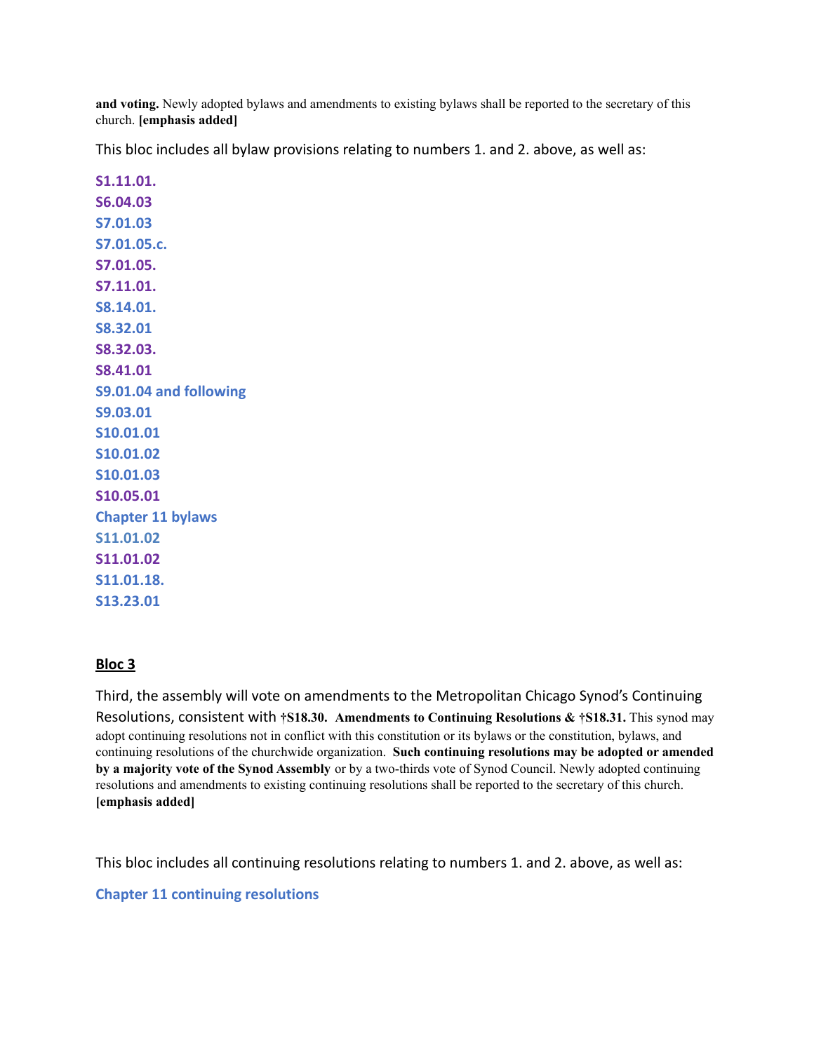**and voting.** Newly adopted bylaws and amendments to existing bylaws shall be reported to the secretary of this church. **[emphasis added]**

This bloc includes all bylaw provisions relating to numbers 1. and 2. above, as well as:

**S1.11.01.**
**S6.04.03**
**S7.01.03**
**S7.01.05.c.**
**S7.01.05.**
**S7.11.01.**
**S8.14.01.**
**S8.32.01**
**S8.32.03.**
**S8.41.01**
**S9.01.04 and following**
**S9.03.01**
**S10.01.01**
**S10.01.02**
**S10.01.03**
**S10.05.01**
**Chapter 11 bylaws**
**S11.01.02**
**S11.01.02**
**S11.01.18.**
**S13.23.01**

## Bloc 3

Third, the assembly will vote on amendments to the Metropolitan Chicago Synod's Continuing Resolutions, consistent with **†S18.30. Amendments to Continuing Resolutions & †S18.31.** This synod may adopt continuing resolutions not in conflict with this constitution or its bylaws or the constitution, bylaws, and continuing resolutions of the churchwide organization. **Such continuing resolutions may be adopted or amended by a majority vote of the Synod Assembly** or by a two-thirds vote of Synod Council. Newly adopted continuing resolutions and amendments to existing continuing resolutions shall be reported to the secretary of this church. **[emphasis added]**

This bloc includes all continuing resolutions relating to numbers 1. and 2. above, as well as:

**Chapter 11 continuing resolutions**